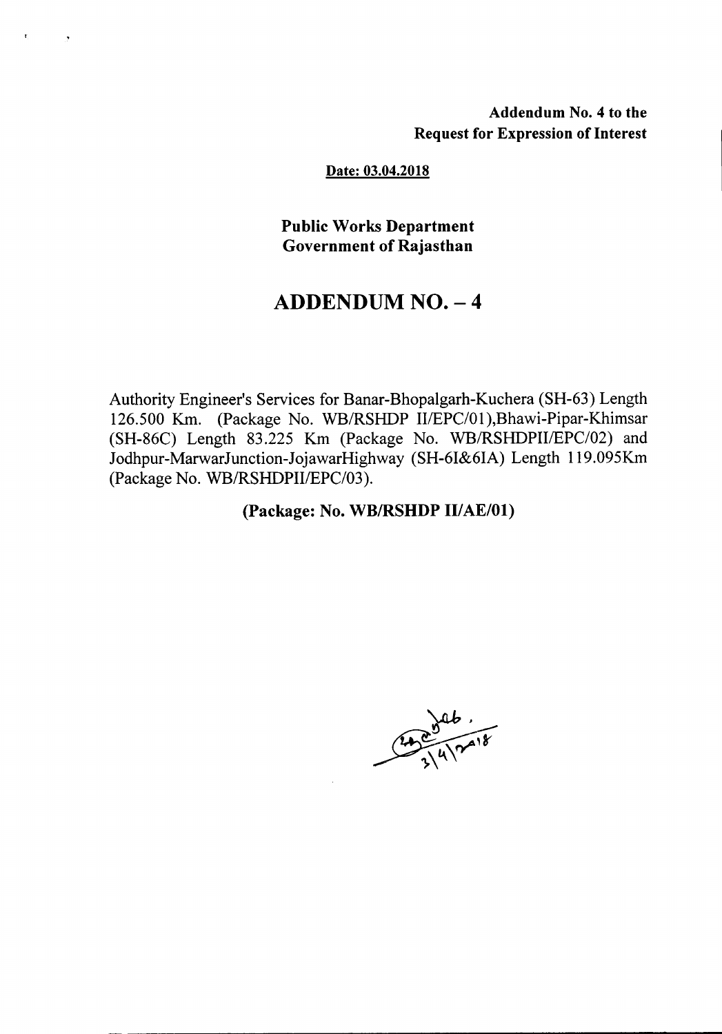**Addendum No. 4 to the Request for Expression of Interest**

**Date: 03.04.2018**

**Public Works Department**
**Government of Rajasthan**

# ADDENDUM NO. – 4

Authority Engineer's Services for Banar-Bhopalgarh-Kuchera (SH-63) Length 126.500 Km. (Package No. WB/RSHDP II/EPC/01),Bhawi-Pipar-Khimsar (SH-86C) Length 83.225 Km (Package No. WB/RSHDPII/EPC/02) and Jodhpur-MarwarJunction-JojawarHighway (SH-6I&6IA) Length 119.095Km (Package No. WB/RSHDPII/EPC/03).

**(Package: No. WB/RSHDP II/AE/01)**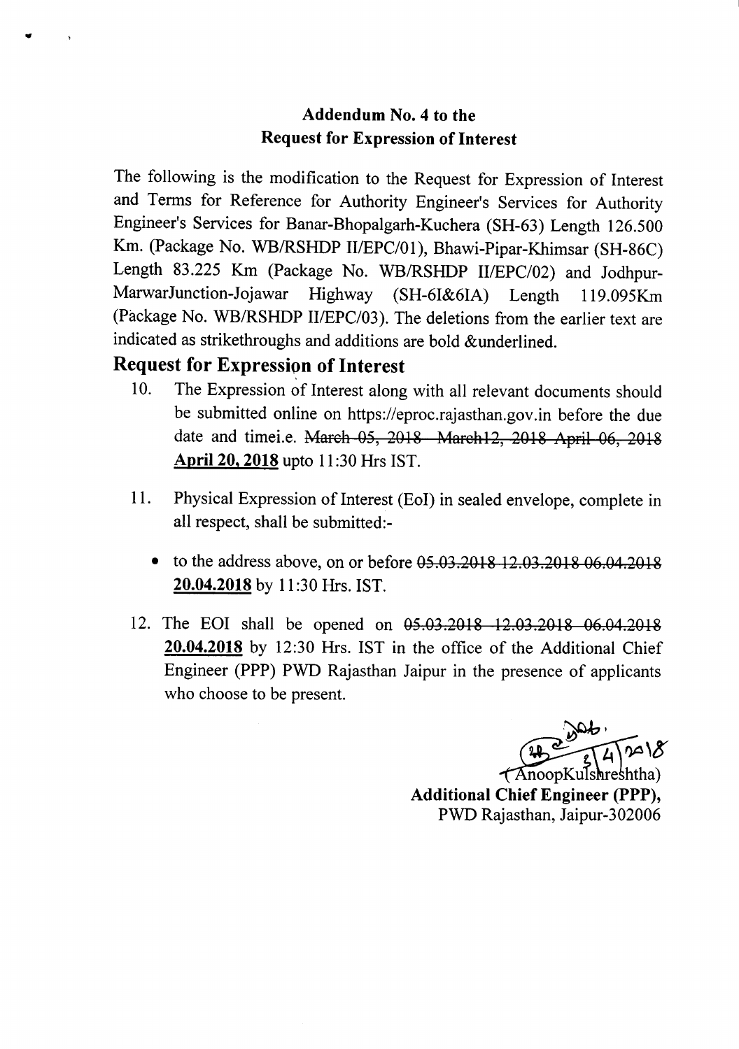**Addendum No. 4 to the Request for Expression of Interest**

The following is the modification to the Request for Expression of Interest and Terms for Reference for Authority Engineer's Services for Authority Engineer's Services for Banar-Bhopalgarh-Kuchera (SH-63) Length 126.500 Km. (Package No. WB/RSHDP II/EPC/01), Bhawi-Pipar-Khimsar (SH-86C) Length 83.225 Km (Package No. WB/RSHDP II/EPC/02) and Jodhpur-MarwarJunction-Jojawar Highway (SH-61&61A) Length 119.095Km (Package No. WB/RSHDP II/EPC/03). The deletions from the earlier text are indicated as strikethroughs and additions are bold &underlined.

## Request for Expression of Interest

10. The Expression of Interest along with all relevant documents should be submitted online on https://eproc.rajasthan.gov.in before the due date and timei.e. ~~March 05, 2018 March12, 2018 April 06, 2018~~ **<u>April 20, 2018</u>** upto 11:30 Hrs IST.

11. Physical Expression of Interest (EoI) in sealed envelope, complete in all respect, shall be submitted:-
    - to the address above, on or before ~~05.03.2018 12.03.2018 06.04.2018~~ **<u>20.04.2018</u>** by 11:30 Hrs. IST.

12. The EOI shall be opened on ~~05.03.2018 12.03.2018 06.04.2018~~ **<u>20.04.2018</u>** by 12:30 Hrs. IST in the office of the Additional Chief Engineer (PPP) PWD Rajasthan Jaipur in the presence of applicants who choose to be present.

Sd/- 2/4/2018
(AnoopKulshreshtha)
**Additional Chief Engineer (PPP),**
PWD Rajasthan, Jaipur-302006